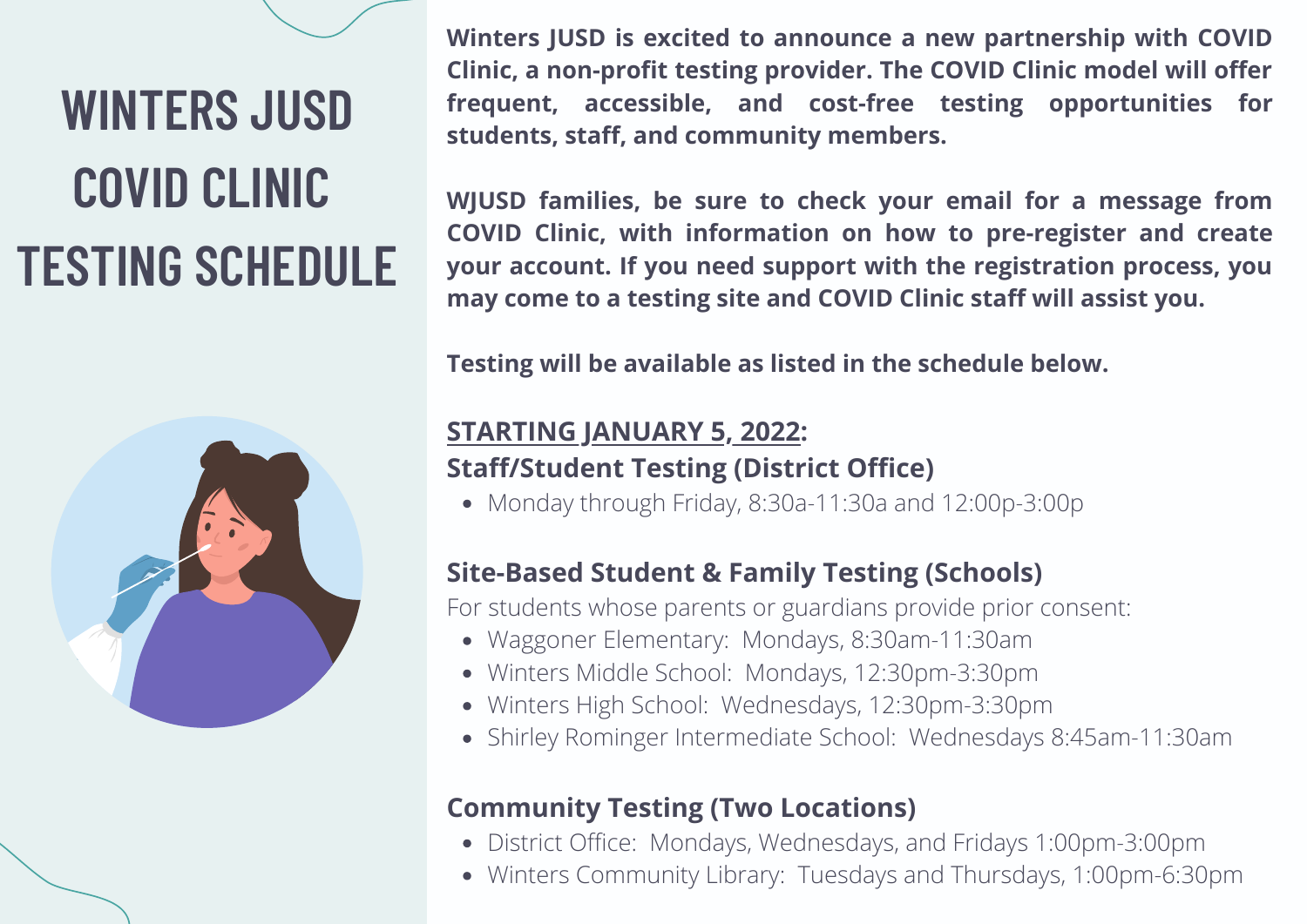# WINTERS JUSD COVID CLINIC TESTING SCHEDULE

**Winters JUSD is excited to announce a new partnership with COVID Clinic, a non-profit testing provider. The COVID Clinic model will offer frequent, accessible, and cost-free testing opportunities for students, staff, and community members.**

**WJUSD families, be sure to check your email for a message from COVID Clinic, with information on how to pre-register and create your account. If you need support with the registration process, you may come to a testing site and COVID Clinic staff will assist you.**

**Testing will be available as listed in the schedule below.**

## STARTING JANUARY 5, 2022:

### Staff/Student Testing (District Office)

- Monday through Friday, 8:30a-11:30a and 12:00p-3:00p

### Site-Based Student & Family Testing (Schools)

For students whose parents or guardians provide prior consent:

- Waggoner Elementary: Mondays, 8:30am-11:30am
- Winters Middle School: Mondays, 12:30pm-3:30pm
- Winters High School: Wednesdays, 12:30pm-3:30pm
- Shirley Rominger Intermediate School: Wednesdays 8:45am-11:30am

### Community Testing (Two Locations)

- District Office: Mondays, Wednesdays, and Fridays 1:00pm-3:00pm
- Winters Community Library: Tuesdays and Thursdays, 1:00pm-6:30pm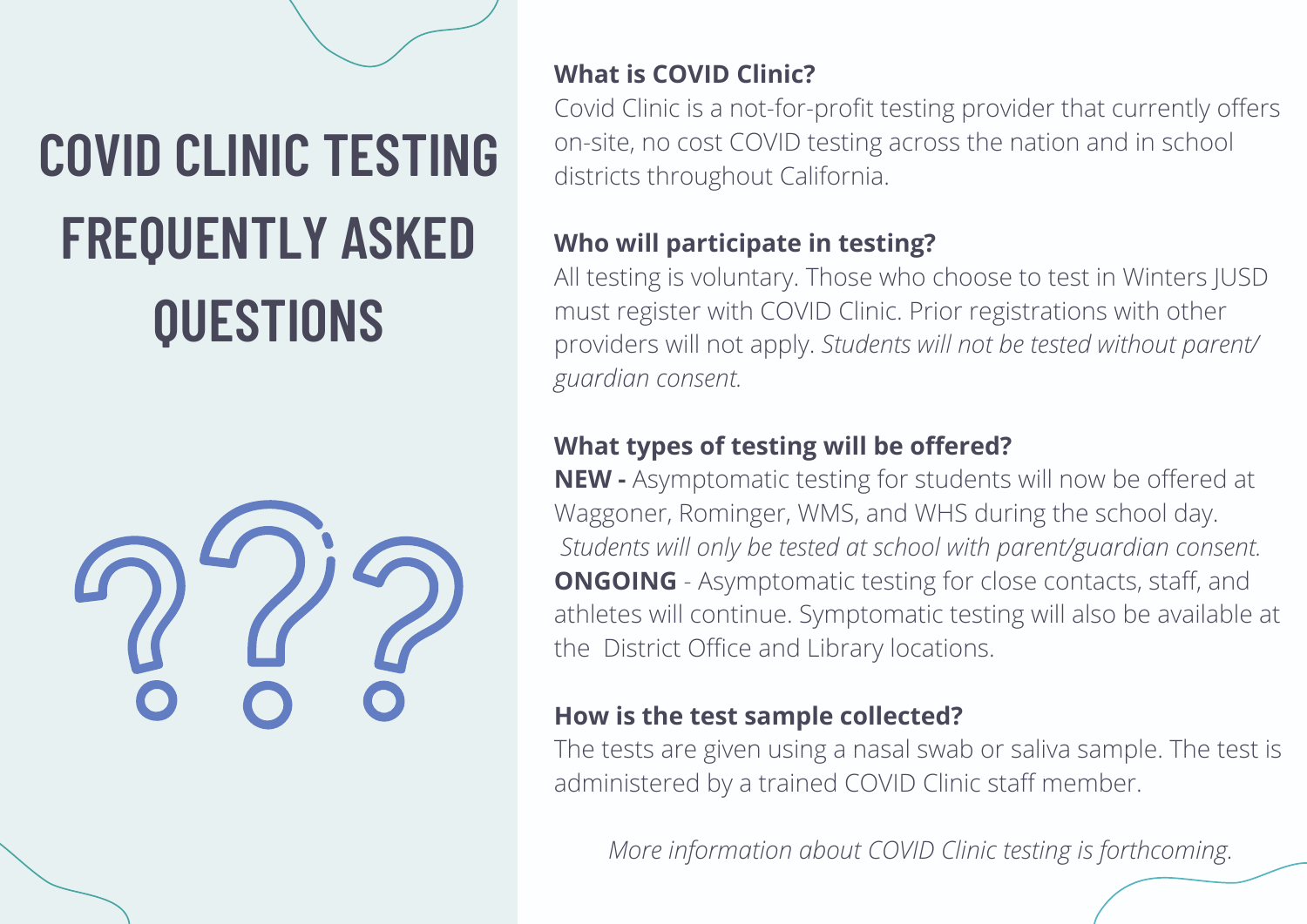# COVID CLINIC TESTING FREQUENTLY ASKED QUESTIONS

**What is COVID Clinic?**

Covid Clinic is a not-for-profit testing provider that currently offers on-site, no cost COVID testing across the nation and in school districts throughout California.

**Who will participate in testing?**

All testing is voluntary. Those who choose to test in Winters JUSD must register with COVID Clinic. Prior registrations with other providers will not apply. *Students will not be tested without parent/ guardian consent.*

**What types of testing will be offered?**

**NEW -** Asymptomatic testing for students will now be offered at Waggoner, Rominger, WMS, and WHS during the school day. *Students will only be tested at school with parent/guardian consent.*

**ONGOING** - Asymptomatic testing for close contacts, staff, and athletes will continue. Symptomatic testing will also be available at the District Office and Library locations.

**How is the test sample collected?**

The tests are given using a nasal swab or saliva sample. The test is administered by a trained COVID Clinic staff member.

*More information about COVID Clinic testing is forthcoming.*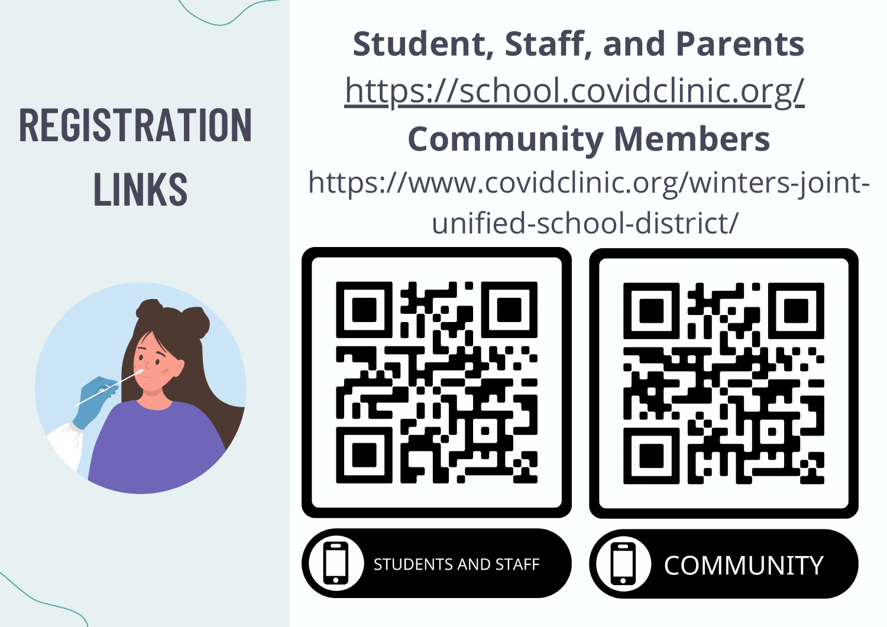# REGISTRATION LINKS

**Student, Staff, and Parents**

https://school.covidclinic.org/

**Community Members**

https://www.covidclinic.org/winters-joint-unified-school-district/

STUDENTS AND STAFF

COMMUNITY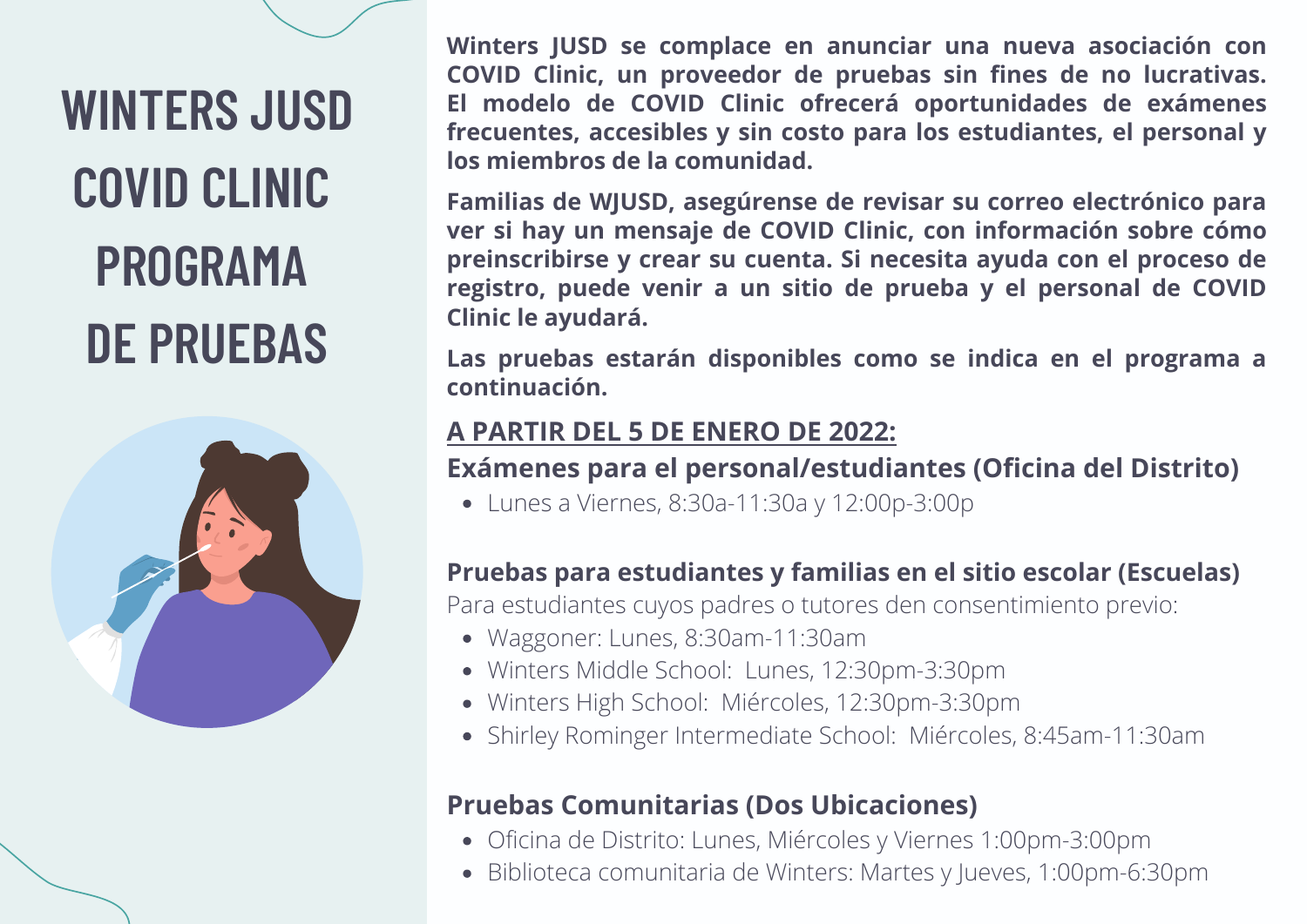# WINTERS JUSD COVID CLINIC PROGRAMA DE PRUEBAS

**Winters JUSD se complace en anunciar una nueva asociación con COVID Clinic, un proveedor de pruebas sin fines de no lucrativas. El modelo de COVID Clinic ofrecerá oportunidades de exámenes frecuentes, accesibles y sin costo para los estudiantes, el personal y los miembros de la comunidad.**

**Familias de WJUSD, asegúrense de revisar su correo electrónico para ver si hay un mensaje de COVID Clinic, con información sobre cómo preinscribirse y crear su cuenta. Si necesita ayuda con el proceso de registro, puede venir a un sitio de prueba y el personal de COVID Clinic le ayudará.**

**Las pruebas estarán disponibles como se indica en el programa a continuación.**

## A PARTIR DEL 5 DE ENERO DE 2022:

### Exámenes para el personal/estudiantes (Oficina del Distrito)

- Lunes a Viernes, 8:30a-11:30a y 12:00p-3:00p

### Pruebas para estudiantes y familias en el sitio escolar (Escuelas)

Para estudiantes cuyos padres o tutores den consentimiento previo:

- Waggoner: Lunes, 8:30am-11:30am
- Winters Middle School: Lunes, 12:30pm-3:30pm
- Winters High School: Miércoles, 12:30pm-3:30pm
- Shirley Rominger Intermediate School: Miércoles, 8:45am-11:30am

### Pruebas Comunitarias (Dos Ubicaciones)

- Oficina de Distrito: Lunes, Miércoles y Viernes 1:00pm-3:00pm
- Biblioteca comunitaria de Winters: Martes y Jueves, 1:00pm-6:30pm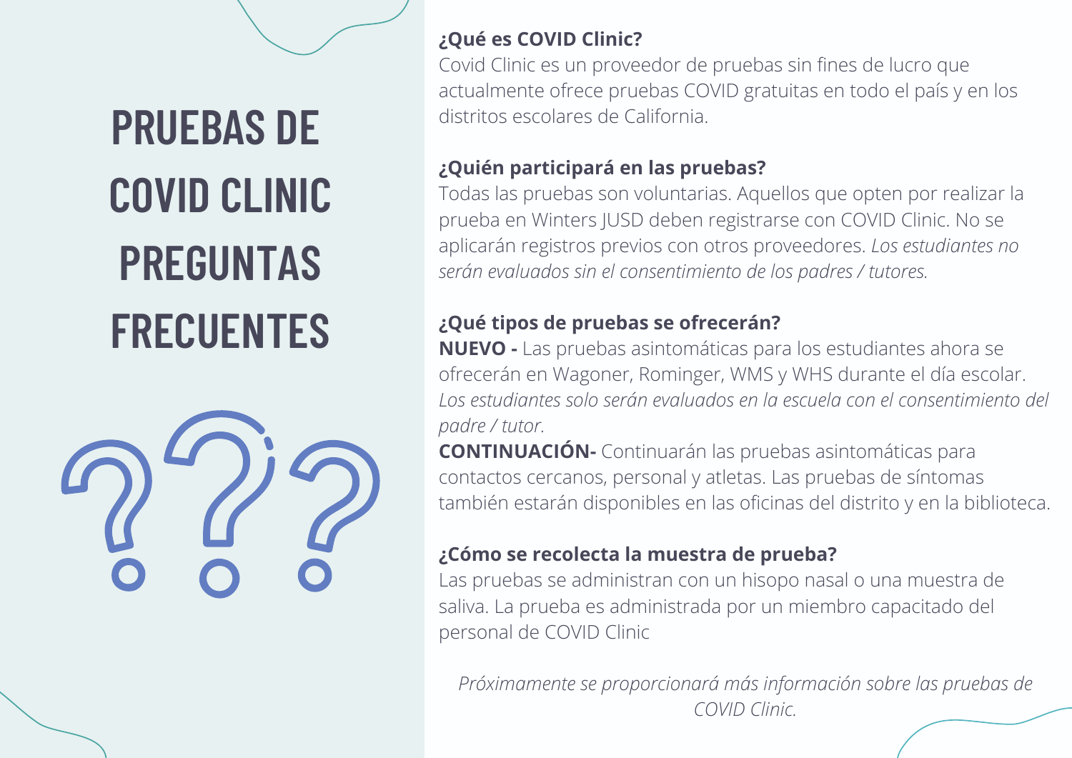# PRUEBAS DE COVID CLINIC PREGUNTAS FRECUENTES

**¿Qué es COVID Clinic?**
Covid Clinic es un proveedor de pruebas sin fines de lucro que actualmente ofrece pruebas COVID gratuitas en todo el país y en los distritos escolares de California.

**¿Quién participará en las pruebas?**
Todas las pruebas son voluntarias. Aquellos que opten por realizar la prueba en Winters JUSD deben registrarse con COVID Clinic. No se aplicarán registros previos con otros proveedores. *Los estudiantes no serán evaluados sin el consentimiento de los padres / tutores.*

**¿Qué tipos de pruebas se ofrecerán?**
**NUEVO -** Las pruebas asintomáticas para los estudiantes ahora se ofrecerán en Wagoner, Rominger, WMS y WHS durante el día escolar. *Los estudiantes solo serán evaluados en la escuela con el consentimiento del padre / tutor.*
**CONTINUACIÓN-** Continuarán las pruebas asintomáticas para contactos cercanos, personal y atletas. Las pruebas de síntomas también estarán disponibles en las oficinas del distrito y en la biblioteca.

**¿Cómo se recolecta la muestra de prueba?**
Las pruebas se administran con un hisopo nasal o una muestra de saliva. La prueba es administrada por un miembro capacitado del personal de COVID Clinic

*Próximamente se proporcionará más información sobre las pruebas de COVID Clinic.*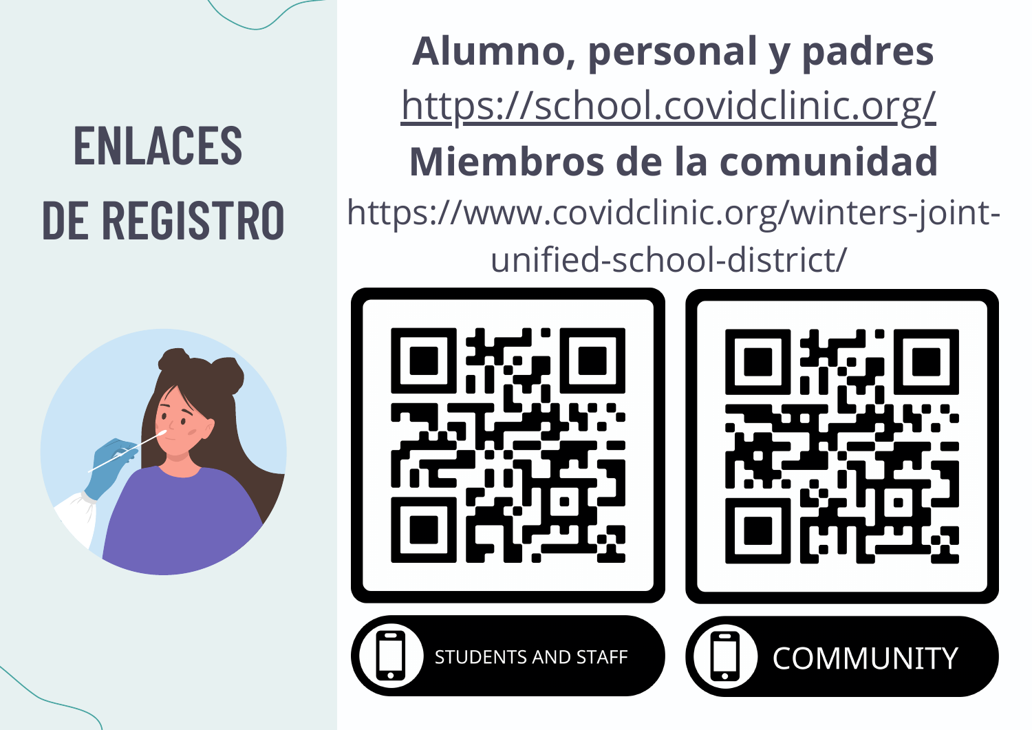# ENLACES DE REGISTRO

**Alumno, personal y padres**

https://school.covidclinic.org/

**Miembros de la comunidad**

https://www.covidclinic.org/winters-joint-unified-school-district/

STUDENTS AND STAFF

COMMUNITY